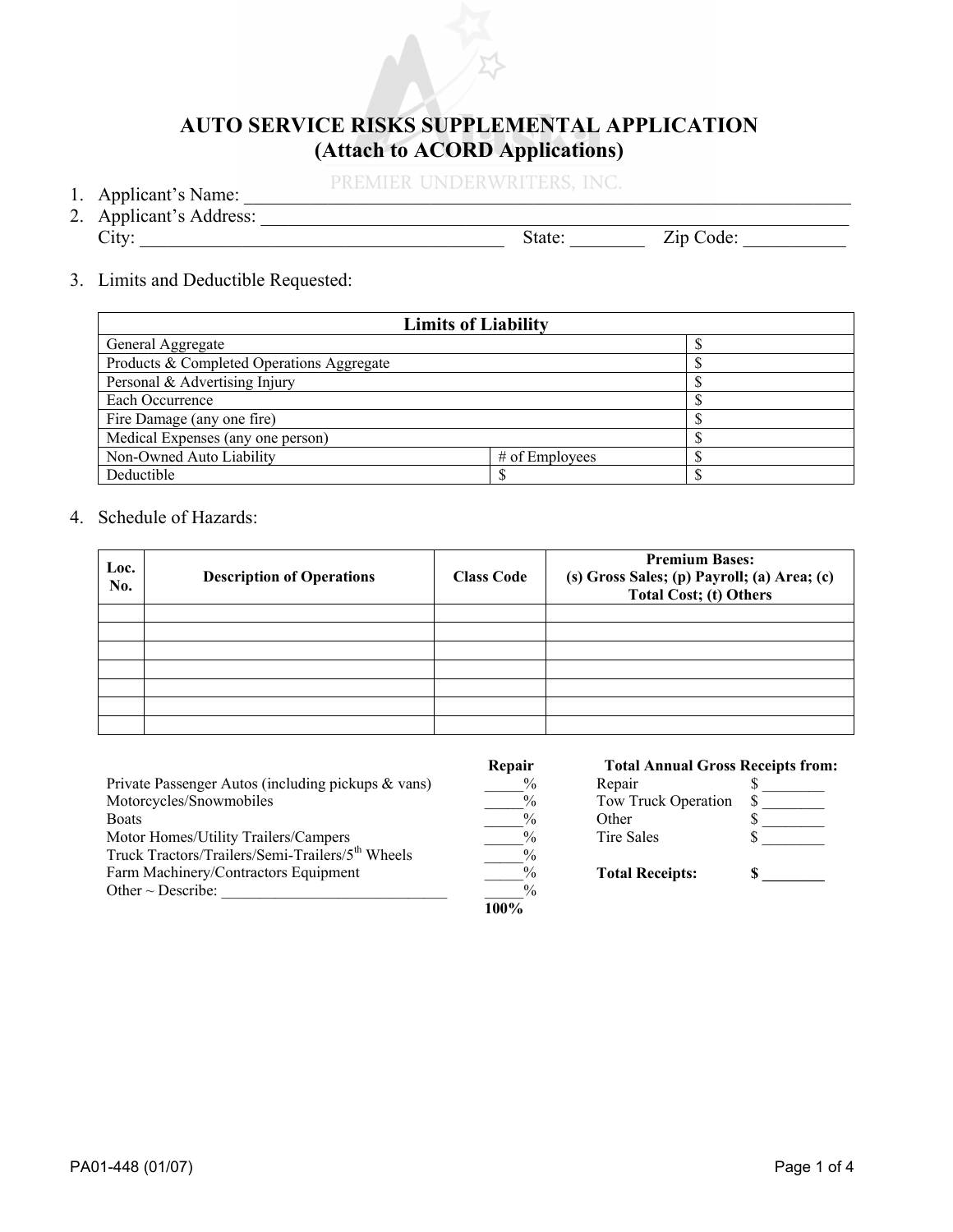# AUTO SERVICE RISKS SUPPLEMENTAL APPLICATION
## (Attach to ACORD Applications)

PREMIER UNDERWRITERS, INC.

1. Applicant's Name: ______________________________________________
2. Applicant's Address: ______________________________________________
   City: ______________________________ State: ________ Zip Code: ___________

3. Limits and Deductible Requested:

| Limits of Liability | | |
|---|---|---|
| General Aggregate | | $ |
| Products & Completed Operations Aggregate | | $ |
| Personal & Advertising Injury | | $ |
| Each Occurrence | | $ |
| Fire Damage (any one fire) | | $ |
| Medical Expenses (any one person) | | $ |
| Non-Owned Auto Liability | # of Employees | $ |
| Deductible | $ | $ |

4. Schedule of Hazards:

| Loc. No. | Description of Operations | Class Code | Premium Bases: (s) Gross Sales; (p) Payroll; (a) Area; (c) Total Cost; (t) Others |
|---|---|---|---|
| | | | |
| | | | |
| | | | |
| | | | |
| | | | |
| | | | |
| | | | |

| | Repair |
|---|---|
| Private Passenger Autos (including pickups & vans) | _____% |
| Motorcycles/Snowmobiles | _____% |
| Boats | _____% |
| Motor Homes/Utility Trailers/Campers | _____% |
| Truck Tractors/Trailers/Semi-Trailers/5th Wheels | _____% |
| Farm Machinery/Contractors Equipment | _____% |
| Other ~ Describe: ______________________________ | _____% |
| | **100%** |

| Total Annual Gross Receipts from: | |
|---|---|
| Repair | $ ________ |
| Tow Truck Operation | $ ________ |
| Other | $ ________ |
| Tire Sales | $ ________ |
| **Total Receipts:** | **$ ________** |

PA01-448 (01/07)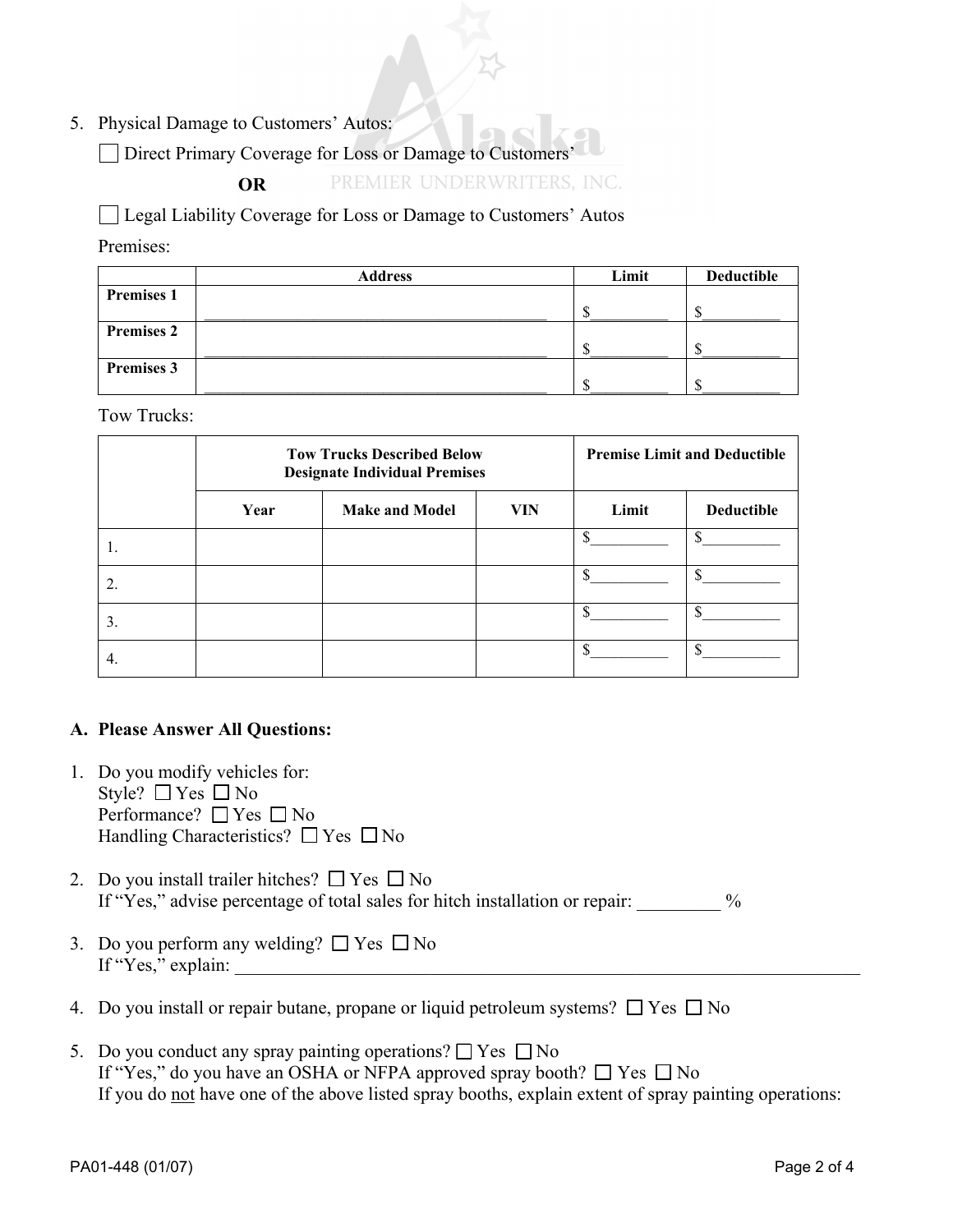5. Physical Damage to Customers' Autos:

   ☐ Direct Primary Coverage for Loss or Damage to Customers'

   **OR**

   ☐ Legal Liability Coverage for Loss or Damage to Customers' Autos

   Premises:

| | Address | Limit | Deductible |
|---|---|---|---|
| **Premises 1** | ____________________________________________ | $__________ | $__________ |
| **Premises 2** | ____________________________________________ | $__________ | $__________ |
| **Premises 3** | ____________________________________________ | $__________ | $__________ |

   Tow Trucks:

| | **Tow Trucks Described Below Designate Individual Premises** | | | **Premise Limit and Deductible** | |
|---|---|---|---|---|---|
| | **Year** | **Make and Model** | **VIN** | **Limit** | **Deductible** |
| 1. | | | | $__________ | $__________ |
| 2. | | | | $__________ | $__________ |
| 3. | | | | $__________ | $__________ |
| 4. | | | | $__________ | $__________ |

### A. Please Answer All Questions:

1. Do you modify vehicles for:
   Style? ☐ Yes ☐ No
   Performance? ☐ Yes ☐ No
   Handling Characteristics? ☐ Yes ☐ No

2. Do you install trailer hitches? ☐ Yes ☐ No
   If "Yes," advise percentage of total sales for hitch installation or repair: _________ %

3. Do you perform any welding? ☐ Yes ☐ No
   If "Yes," explain: ________________________________________________________________________

4. Do you install or repair butane, propane or liquid petroleum systems? ☐ Yes ☐ No

5. Do you conduct any spray painting operations? ☐ Yes ☐ No
   If "Yes," do you have an OSHA or NFPA approved spray booth? ☐ Yes ☐ No
   If you do <u>not</u> have one of the above listed spray booths, explain extent of spray painting operations:

PA01-448 (01/07)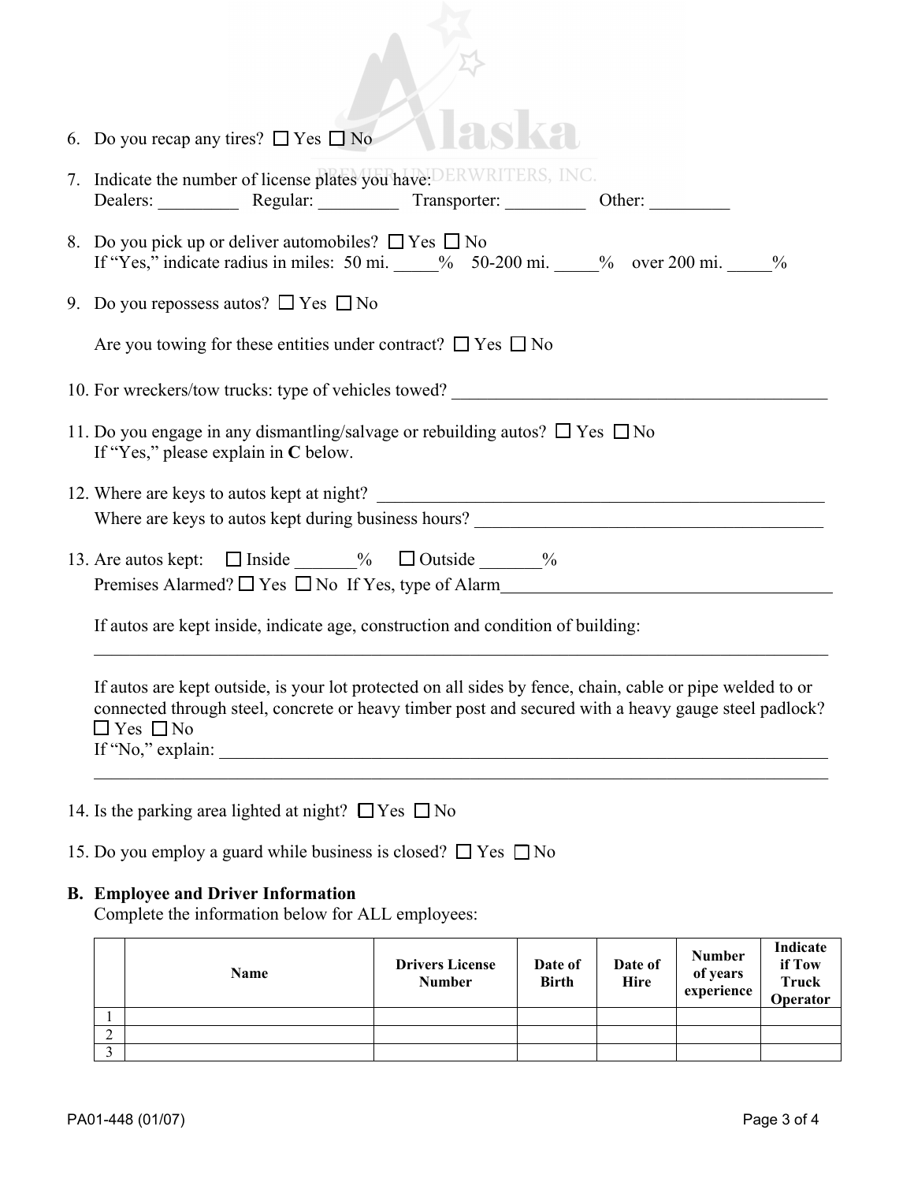6. Do you recap any tires? ☐ Yes ☐ No

7. Indicate the number of license plates you have:
   Dealers: _________ Regular: _________ Transporter: _________ Other: _________

8. Do you pick up or deliver automobiles? ☐ Yes ☐ No
   If "Yes," indicate radius in miles: 50 mi. _____% 50-200 mi. _____% over 200 mi. _____%

9. Do you repossess autos? ☐ Yes ☐ No

   Are you towing for these entities under contract? ☐ Yes ☐ No

10. For wreckers/tow trucks: type of vehicles towed? ___________________________________________

11. Do you engage in any dismantling/salvage or rebuilding autos? ☐ Yes ☐ No
    If "Yes," please explain in **C** below.

12. Where are keys to autos kept at night? _____________________________________________________
    Where are keys to autos kept during business hours? _______________________________________

13. Are autos kept: ☐ Inside _______% ☐ Outside _______%
    Premises Alarmed? ☐ Yes ☐ No If Yes, type of Alarm_______________________________________

    If autos are kept inside, indicate age, construction and condition of building:
    ___________________________________________________________________________________

    If autos are kept outside, is your lot protected on all sides by fence, chain, cable or pipe welded to or connected through steel, concrete or heavy timber post and secured with a heavy gauge steel padlock?
    ☐ Yes ☐ No
    If "No," explain: __________________________________________________________________
    ___________________________________________________________________________________

14. Is the parking area lighted at night? ☐ Yes ☐ No

15. Do you employ a guard while business is closed? ☐ Yes ☐ No

## B. Employee and Driver Information

Complete the information below for ALL employees:

| | Name | Drivers License Number | Date of Birth | Date of Hire | Number of years experience | Indicate if Tow Truck Operator |
|---|---|---|---|---|---|---|
| 1 | | | | | | |
| 2 | | | | | | |
| 3 | | | | | | |

PA01-448 (01/07)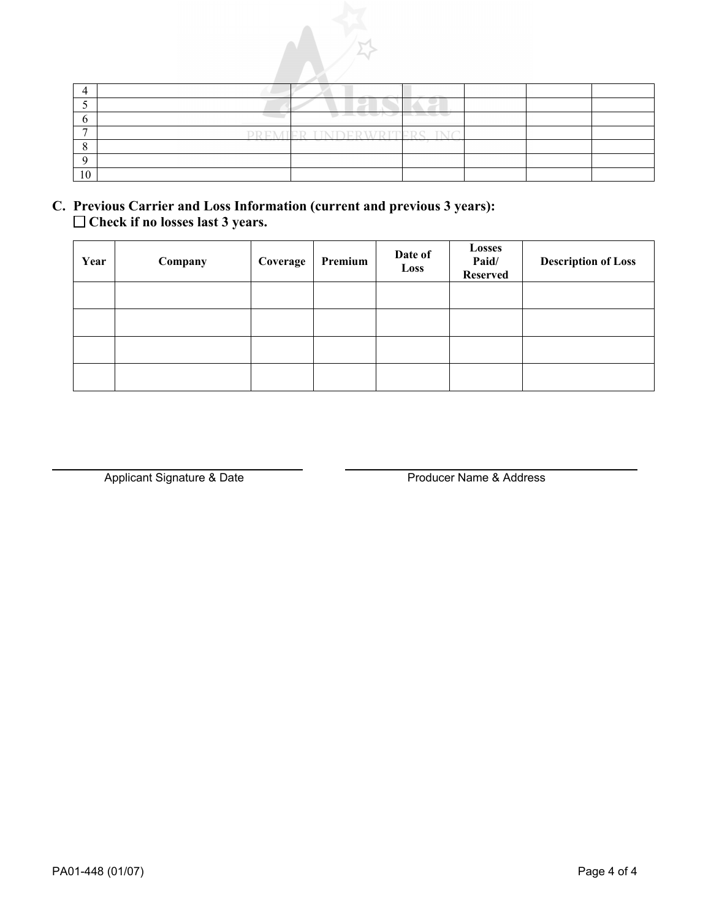| | | | | | | |
|---|---|---|---|---|---|---|
| 4 | | | | | | |
| 5 | | | | | | |
| 6 | | | | | | |
| 7 | | | | | | |
| 8 | | | | | | |
| 9 | | | | | | |
| 10 | | | | | | |

**C. Previous Carrier and Loss Information (current and previous 3 years):**

☐ **Check if no losses last 3 years.**

| Year | Company | Coverage | Premium | Date of Loss | Losses Paid/ Reserved | Description of Loss |
|---|---|---|---|---|---|---|
| | | | | | | |
| | | | | | | |
| | | | | | | |
| | | | | | | |

Applicant Signature & Date

Producer Name & Address

PA01-448 (01/07)